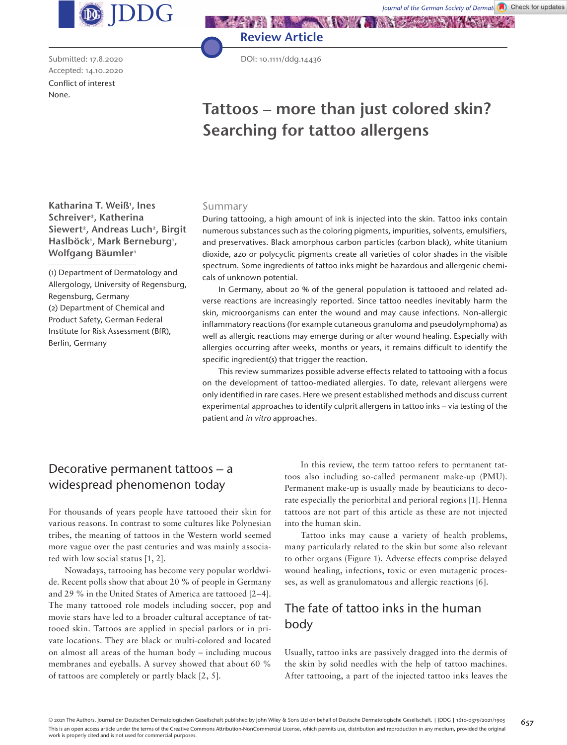Review Article

Submitted: 17.8.2020
Accepted: 14.10.2020

Conflict of interest
None.

DOI: 10.1111/ddg.14436

# Tattoos – more than just colored skin? Searching for tattoo allergens

**Katharina T. Weiß[1], Ines Schreiver[2], Katherina Siewert[2], Andreas Luch[2], Birgit Haslböck[1], Mark Berneburg[1], Wolfgang Bäumler[1]**

(1) Department of Dermatology and Allergology, University of Regensburg, Regensburg, Germany
(2) Department of Chemical and Product Safety, German Federal Institute for Risk Assessment (BfR), Berlin, Germany

## Summary

During tattooing, a high amount of ink is injected into the skin. Tattoo inks contain numerous substances such as the coloring pigments, impurities, solvents, emulsifiers, and preservatives. Black amorphous carbon particles (carbon black), white titanium dioxide, azo or polycyclic pigments create all varieties of color shades in the visible spectrum. Some ingredients of tattoo inks might be hazardous and allergenic chemicals of unknown potential.

In Germany, about 20 % of the general population is tattooed and related adverse reactions are increasingly reported. Since tattoo needles inevitably harm the skin, microorganisms can enter the wound and may cause infections. Non-allergic inflammatory reactions (for example cutaneous granuloma and pseudolymphoma) as well as allergic reactions may emerge during or after wound healing. Especially with allergies occurring after weeks, months or years, it remains difficult to identify the specific ingredient(s) that trigger the reaction.

This review summarizes possible adverse effects related to tattooing with a focus on the development of tattoo-mediated allergies. To date, relevant allergens were only identified in rare cases. Here we present established methods and discuss current experimental approaches to identify culprit allergens in tattoo inks – via testing of the patient and *in vitro* approaches.

## Decorative permanent tattoos – a widespread phenomenon today

For thousands of years people have tattooed their skin for various reasons. In contrast to some cultures like Polynesian tribes, the meaning of tattoos in the Western world seemed more vague over the past centuries and was mainly associated with low social status [1, 2].

Nowadays, tattooing has become very popular worldwide. Recent polls show that about 20 % of people in Germany and 29 % in the United States of America are tattooed [2–4]. The many tattooed role models including soccer, pop and movie stars have led to a broader cultural acceptance of tattooed skin. Tattoos are applied in special parlors or in private locations. They are black or multi-colored and located on almost all areas of the human body – including mucous membranes and eyeballs. A survey showed that about 60 % of tattoos are completely or partly black [2, 5].

In this review, the term tattoo refers to permanent tattoos also including so-called permanent make-up (PMU). Permanent make-up is usually made by beauticians to decorate especially the periorbital and perioral regions [1]. Henna tattoos are not part of this article as these are not injected into the human skin.

Tattoo inks may cause a variety of health problems, many particularly related to the skin but some also relevant to other organs (Figure 1). Adverse effects comprise delayed wound healing, infections, toxic or even mutagenic processes, as well as granulomatous and allergic reactions [6].

## The fate of tattoo inks in the human body

Usually, tattoo inks are passively dragged into the dermis of the skin by solid needles with the help of tattoo machines. After tattooing, a part of the injected tattoo inks leaves the

© 2021 The Authors. Journal der Deutschen Dermatologischen Gesellschaft published by John Wiley & Sons Ltd on behalf of Deutsche Dermatologische Gesellschaft.
This is an open access article under the terms of the Creative Commons Attribution-NonCommercial License, which permits use, distribution and reproduction in any medium, provided the original work is properly cited and is not used for commercial purposes.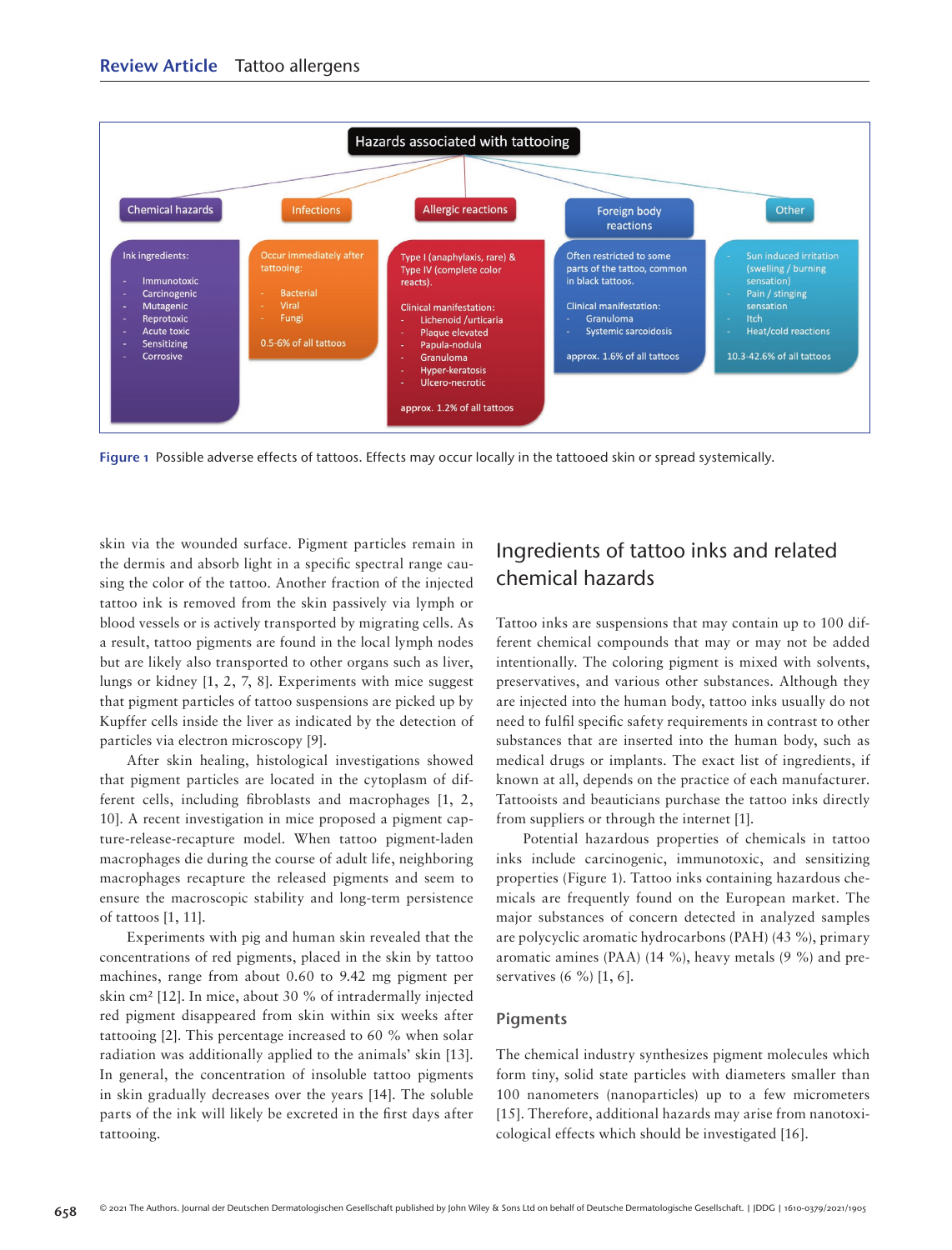## Hazards associated with tattooing

**Chemical hazards**

Ink ingredients:

- Immunotoxic
- Carcinogenic
- Mutagenic
- Reprotoxic
- Acute toxic
- Sensitizing
- Corrosive

**Infections**

Occur immediately after tattooing:

- Bacterial
- Viral
- Fungi

0.5-6% of all tattoos

**Allergic reactions**

Type I (anaphylaxis, rare) & Type IV (complete color reacts).

Clinical manifestation:

- Lichenoid /urticaria
- Plaque elevated
- Papula-nodula
- Granuloma
- Hyper-keratosis
- Ulcero-necrotic

approx. 1.2% of all tattoos

**Foreign body reactions**

Often restricted to some parts of the tattoo, common in black tattoos.

Clinical manifestation:

- Granuloma
- Systemic sarcoidosis

approx. 1.6% of all tattoos

**Other**

- Sun induced irritation (swelling / burning sensation)
- Pain / stinging sensation
- Itch
- Heat/cold reactions

10.3-42.6% of all tattoos

**Figure 1** Possible adverse effects of tattoos. Effects may occur locally in the tattooed skin or spread systemically.

skin via the wounded surface. Pigment particles remain in the dermis and absorb light in a specific spectral range causing the color of the tattoo. Another fraction of the injected tattoo ink is removed from the skin passively via lymph or blood vessels or is actively transported by migrating cells. As a result, tattoo pigments are found in the local lymph nodes but are likely also transported to other organs such as liver, lungs or kidney [1, 2, 7, 8]. Experiments with mice suggest that pigment particles of tattoo suspensions are picked up by Kupffer cells inside the liver as indicated by the detection of particles via electron microscopy [9].

After skin healing, histological investigations showed that pigment particles are located in the cytoplasm of different cells, including fibroblasts and macrophages [1, 2, 10]. A recent investigation in mice proposed a pigment capture-release-recapture model. When tattoo pigment-laden macrophages die during the course of adult life, neighboring macrophages recapture the released pigments and seem to ensure the macroscopic stability and long-term persistence of tattoos [1, 11].

Experiments with pig and human skin revealed that the concentrations of red pigments, placed in the skin by tattoo machines, range from about 0.60 to 9.42 mg pigment per skin cm² [12]. In mice, about 30 % of intradermally injected red pigment disappeared from skin within six weeks after tattooing [2]. This percentage increased to 60 % when solar radiation was additionally applied to the animals' skin [13]. In general, the concentration of insoluble tattoo pigments in skin gradually decreases over the years [14]. The soluble parts of the ink will likely be excreted in the first days after tattooing.

## Ingredients of tattoo inks and related chemical hazards

Tattoo inks are suspensions that may contain up to 100 different chemical compounds that may or may not be added intentionally. The coloring pigment is mixed with solvents, preservatives, and various other substances. Although they are injected into the human body, tattoo inks usually do not need to fulfil specific safety requirements in contrast to other substances that are inserted into the human body, such as medical drugs or implants. The exact list of ingredients, if known at all, depends on the practice of each manufacturer. Tattooists and beauticians purchase the tattoo inks directly from suppliers or through the internet [1].

Potential hazardous properties of chemicals in tattoo inks include carcinogenic, immunotoxic, and sensitizing properties (Figure 1). Tattoo inks containing hazardous chemicals are frequently found on the European market. The major substances of concern detected in analyzed samples are polycyclic aromatic hydrocarbons (PAH) (43 %), primary aromatic amines (PAA) (14 %), heavy metals (9 %) and preservatives (6 %) [1, 6].

### Pigments

The chemical industry synthesizes pigment molecules which form tiny, solid state particles with diameters smaller than 100 nanometers (nanoparticles) up to a few micrometers [15]. Therefore, additional hazards may arise from nanotoxicological effects which should be investigated [16].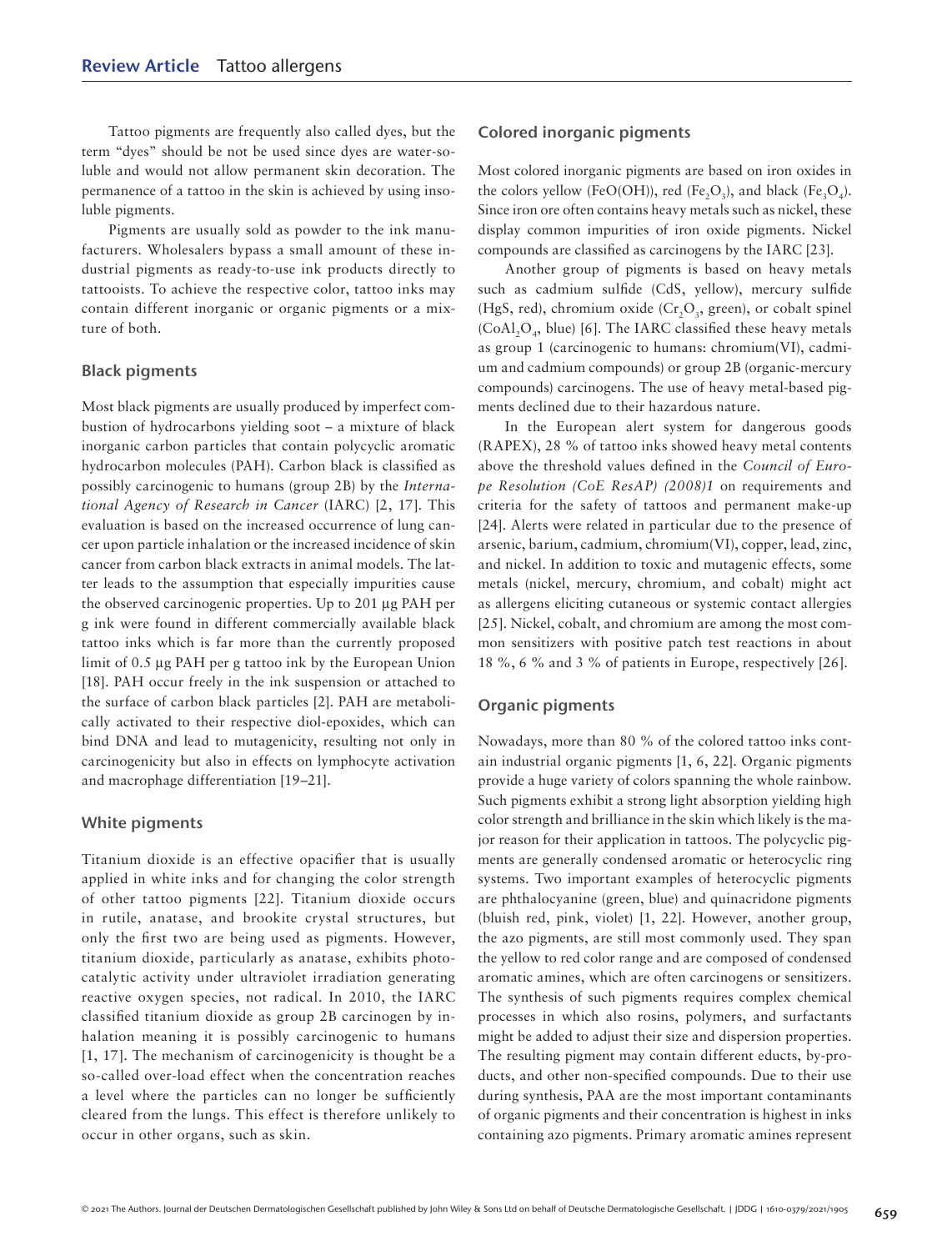Tattoo pigments are frequently also called dyes, but the term "dyes" should be not be used since dyes are water-soluble and would not allow permanent skin decoration. The permanence of a tattoo in the skin is achieved by using insoluble pigments.

Pigments are usually sold as powder to the ink manufacturers. Wholesalers bypass a small amount of these industrial pigments as ready-to-use ink products directly to tattooists. To achieve the respective color, tattoo inks may contain different inorganic or organic pigments or a mixture of both.

### Black pigments

Most black pigments are usually produced by imperfect combustion of hydrocarbons yielding soot – a mixture of black inorganic carbon particles that contain polycyclic aromatic hydrocarbon molecules (PAH). Carbon black is classified as possibly carcinogenic to humans (group 2B) by the *International Agency of Research in Cancer* (IARC) [2, 17]. This evaluation is based on the increased occurrence of lung cancer upon particle inhalation or the increased incidence of skin cancer from carbon black extracts in animal models. The latter leads to the assumption that especially impurities cause the observed carcinogenic properties. Up to 201 µg PAH per g ink were found in different commercially available black tattoo inks which is far more than the currently proposed limit of 0.5 µg PAH per g tattoo ink by the European Union [18]. PAH occur freely in the ink suspension or attached to the surface of carbon black particles [2]. PAH are metabolically activated to their respective diol-epoxides, which can bind DNA and lead to mutagenicity, resulting not only in carcinogenicity but also in effects on lymphocyte activation and macrophage differentiation [19–21].

### White pigments

Titanium dioxide is an effective opacifier that is usually applied in white inks and for changing the color strength of other tattoo pigments [22]. Titanium dioxide occurs in rutile, anatase, and brookite crystal structures, but only the first two are being used as pigments. However, titanium dioxide, particularly as anatase, exhibits photocatalytic activity under ultraviolet irradiation generating reactive oxygen species, not radical. In 2010, the IARC classified titanium dioxide as group 2B carcinogen by inhalation meaning it is possibly carcinogenic to humans [1, 17]. The mechanism of carcinogenicity is thought be a so-called over-load effect when the concentration reaches a level where the particles can no longer be sufficiently cleared from the lungs. This effect is therefore unlikely to occur in other organs, such as skin.

### Colored inorganic pigments

Most colored inorganic pigments are based on iron oxides in the colors yellow ($FeO(OH)$), red ($Fe_2O_3$), and black ($Fe_3O_4$). Since iron ore often contains heavy metals such as nickel, these display common impurities of iron oxide pigments. Nickel compounds are classified as carcinogens by the IARC [23].

Another group of pigments is based on heavy metals such as cadmium sulfide ($CdS$, yellow), mercury sulfide ($HgS$, red), chromium oxide ($Cr_2O_3$, green), or cobalt spinel ($CoAl_2O_4$, blue) [6]. The IARC classified these heavy metals as group 1 (carcinogenic to humans: chromium(VI), cadmium and cadmium compounds) or group 2B (organic-mercury compounds) carcinogens. The use of heavy metal-based pigments declined due to their hazardous nature.

In the European alert system for dangerous goods (RAPEX), 28 % of tattoo inks showed heavy metal contents above the threshold values defined in the *Council of Europe Resolution (CoE ResAP) (2008)1* on requirements and criteria for the safety of tattoos and permanent make-up [24]. Alerts were related in particular due to the presence of arsenic, barium, cadmium, chromium(VI), copper, lead, zinc, and nickel. In addition to toxic and mutagenic effects, some metals (nickel, mercury, chromium, and cobalt) might act as allergens eliciting cutaneous or systemic contact allergies [25]. Nickel, cobalt, and chromium are among the most common sensitizers with positive patch test reactions in about 18 %, 6 % and 3 % of patients in Europe, respectively [26].

### Organic pigments

Nowadays, more than 80 % of the colored tattoo inks contain industrial organic pigments [1, 6, 22]. Organic pigments provide a huge variety of colors spanning the whole rainbow. Such pigments exhibit a strong light absorption yielding high color strength and brilliance in the skin which likely is the major reason for their application in tattoos. The polycyclic pigments are generally condensed aromatic or heterocyclic ring systems. Two important examples of heterocyclic pigments are phthalocyanine (green, blue) and quinacridone pigments (bluish red, pink, violet) [1, 22]. However, another group, the azo pigments, are still most commonly used. They span the yellow to red color range and are composed of condensed aromatic amines, which are often carcinogens or sensitizers. The synthesis of such pigments requires complex chemical processes in which also rosins, polymers, and surfactants might be added to adjust their size and dispersion properties. The resulting pigment may contain different educts, by-products, and other non-specified compounds. Due to their use during synthesis, PAA are the most important contaminants of organic pigments and their concentration is highest in inks containing azo pigments. Primary aromatic amines represent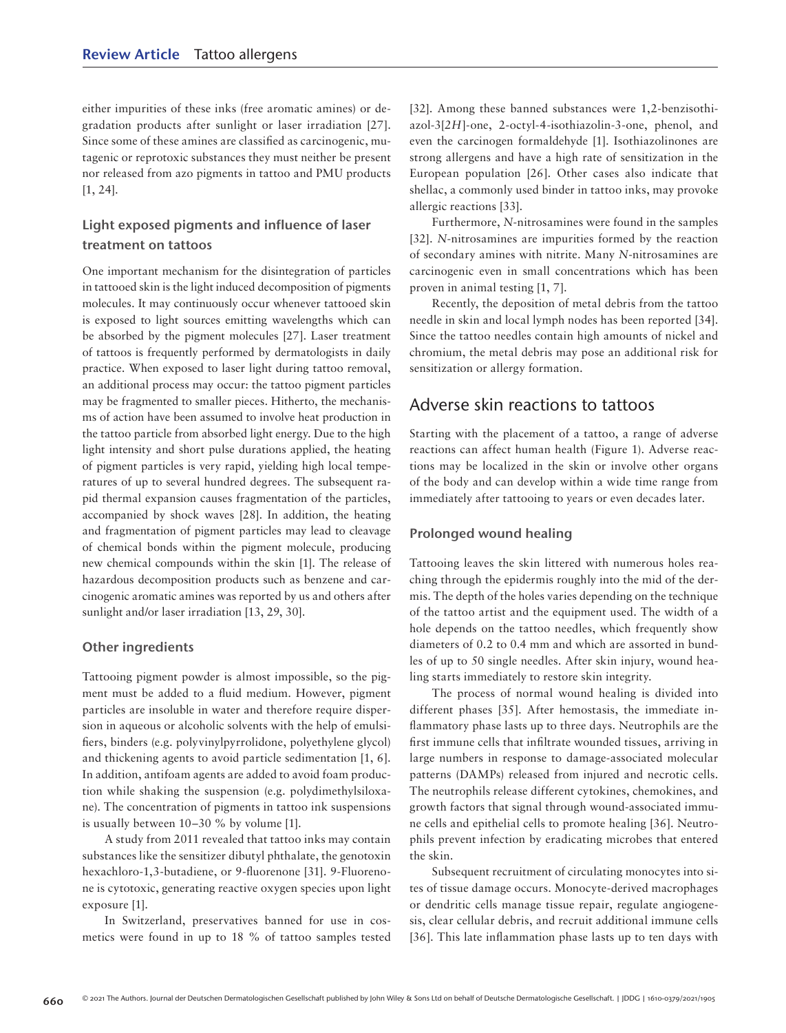either impurities of these inks (free aromatic amines) or degradation products after sunlight or laser irradiation [27]. Since some of these amines are classified as carcinogenic, mutagenic or reprotoxic substances they must neither be present nor released from azo pigments in tattoo and PMU products [1, 24].

### Light exposed pigments and influence of laser treatment on tattoos

One important mechanism for the disintegration of particles in tattooed skin is the light induced decomposition of pigments molecules. It may continuously occur whenever tattooed skin is exposed to light sources emitting wavelengths which can be absorbed by the pigment molecules [27]. Laser treatment of tattoos is frequently performed by dermatologists in daily practice. When exposed to laser light during tattoo removal, an additional process may occur: the tattoo pigment particles may be fragmented to smaller pieces. Hitherto, the mechanisms of action have been assumed to involve heat production in the tattoo particle from absorbed light energy. Due to the high light intensity and short pulse durations applied, the heating of pigment particles is very rapid, yielding high local temperatures of up to several hundred degrees. The subsequent rapid thermal expansion causes fragmentation of the particles, accompanied by shock waves [28]. In addition, the heating and fragmentation of pigment particles may lead to cleavage of chemical bonds within the pigment molecule, producing new chemical compounds within the skin [1]. The release of hazardous decomposition products such as benzene and carcinogenic aromatic amines was reported by us and others after sunlight and/or laser irradiation [13, 29, 30].

### Other ingredients

Tattooing pigment powder is almost impossible, so the pigment must be added to a fluid medium. However, pigment particles are insoluble in water and therefore require dispersion in aqueous or alcoholic solvents with the help of emulsifiers, binders (e.g. polyvinylpyrrolidone, polyethylene glycol) and thickening agents to avoid particle sedimentation [1, 6]. In addition, antifoam agents are added to avoid foam production while shaking the suspension (e.g. polydimethylsiloxane). The concentration of pigments in tattoo ink suspensions is usually between 10–30 % by volume [1].

A study from 2011 revealed that tattoo inks may contain substances like the sensitizer dibutyl phthalate, the genotoxin hexachloro-1,3-butadiene, or 9-fluorenone [31]. 9-Fluorenone is cytotoxic, generating reactive oxygen species upon light exposure [1].

In Switzerland, preservatives banned for use in cosmetics were found in up to 18 % of tattoo samples tested [32]. Among these banned substances were 1,2-benzisothiazol-3[2*H*]-one, 2-octyl-4-isothiazolin-3-one, phenol, and even the carcinogen formaldehyde [1]. Isothiazolinones are strong allergens and have a high rate of sensitization in the European population [26]. Other cases also indicate that shellac, a commonly used binder in tattoo inks, may provoke allergic reactions [33].

Furthermore, *N*-nitrosamines were found in the samples [32]. *N*-nitrosamines are impurities formed by the reaction of secondary amines with nitrite. Many *N*-nitrosamines are carcinogenic even in small concentrations which has been proven in animal testing [1, 7].

Recently, the deposition of metal debris from the tattoo needle in skin and local lymph nodes has been reported [34]. Since the tattoo needles contain high amounts of nickel and chromium, the metal debris may pose an additional risk for sensitization or allergy formation.

## Adverse skin reactions to tattoos

Starting with the placement of a tattoo, a range of adverse reactions can affect human health (Figure 1). Adverse reactions may be localized in the skin or involve other organs of the body and can develop within a wide time range from immediately after tattooing to years or even decades later.

### Prolonged wound healing

Tattooing leaves the skin littered with numerous holes reaching through the epidermis roughly into the mid of the dermis. The depth of the holes varies depending on the technique of the tattoo artist and the equipment used. The width of a hole depends on the tattoo needles, which frequently show diameters of 0.2 to 0.4 mm and which are assorted in bundles of up to 50 single needles. After skin injury, wound healing starts immediately to restore skin integrity.

The process of normal wound healing is divided into different phases [35]. After hemostasis, the immediate inflammatory phase lasts up to three days. Neutrophils are the first immune cells that infiltrate wounded tissues, arriving in large numbers in response to damage-associated molecular patterns (DAMPs) released from injured and necrotic cells. The neutrophils release different cytokines, chemokines, and growth factors that signal through wound-associated immune cells and epithelial cells to promote healing [36]. Neutrophils prevent infection by eradicating microbes that entered the skin.

Subsequent recruitment of circulating monocytes into sites of tissue damage occurs. Monocyte-derived macrophages or dendritic cells manage tissue repair, regulate angiogenesis, clear cellular debris, and recruit additional immune cells [36]. This late inflammation phase lasts up to ten days with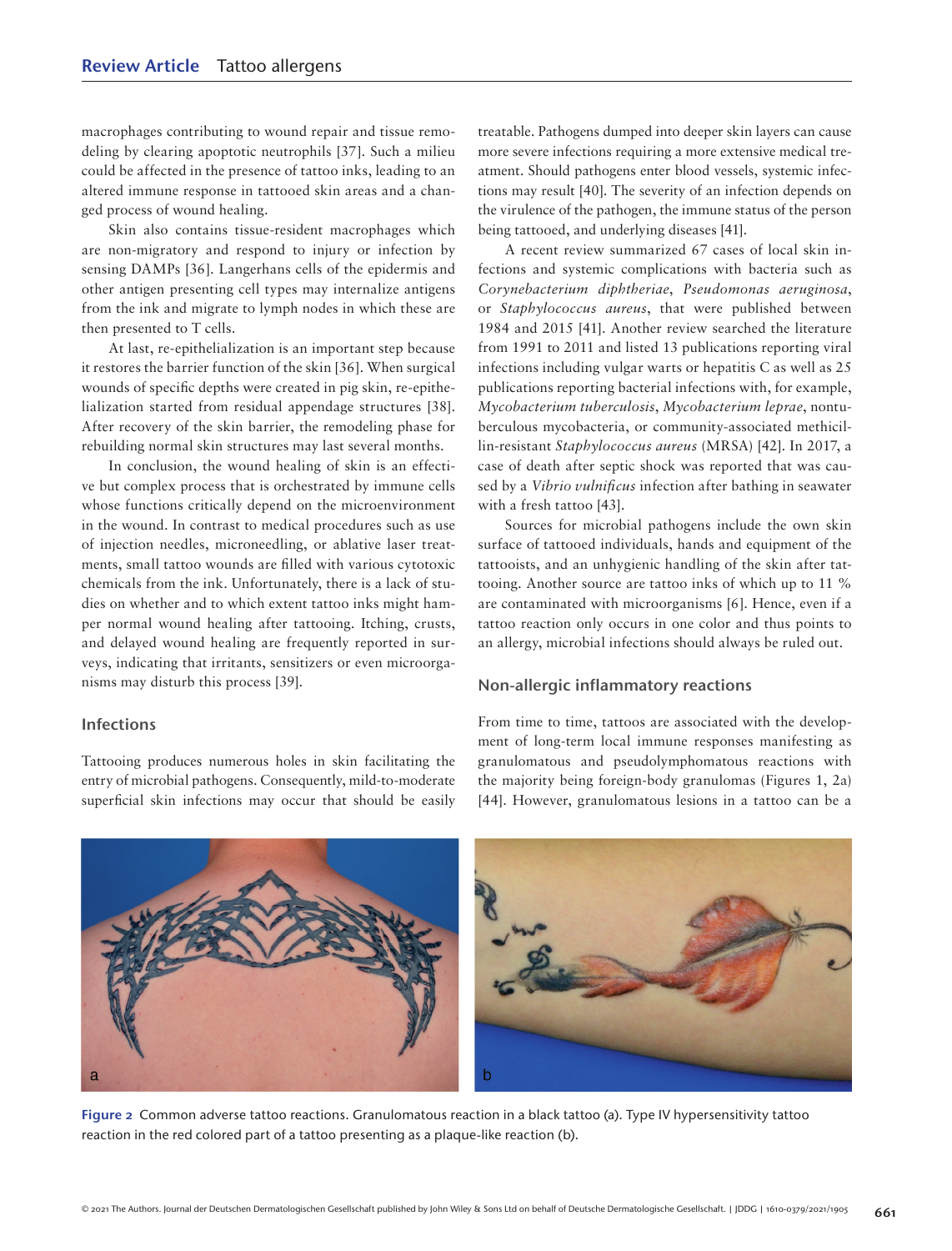macrophages contributing to wound repair and tissue remodeling by clearing apoptotic neutrophils [37]. Such a milieu could be affected in the presence of tattoo inks, leading to an altered immune response in tattooed skin areas and a changed process of wound healing.

Skin also contains tissue-resident macrophages which are non-migratory and respond to injury or infection by sensing DAMPs [36]. Langerhans cells of the epidermis and other antigen presenting cell types may internalize antigens from the ink and migrate to lymph nodes in which these are then presented to T cells.

At last, re-epithelialization is an important step because it restores the barrier function of the skin [36]. When surgical wounds of specific depths were created in pig skin, re-epithelialization started from residual appendage structures [38]. After recovery of the skin barrier, the remodeling phase for rebuilding normal skin structures may last several months.

In conclusion, the wound healing of skin is an effective but complex process that is orchestrated by immune cells whose functions critically depend on the microenvironment in the wound. In contrast to medical procedures such as use of injection needles, microneedling, or ablative laser treatments, small tattoo wounds are filled with various cytotoxic chemicals from the ink. Unfortunately, there is a lack of studies on whether and to which extent tattoo inks might hamper normal wound healing after tattooing. Itching, crusts, and delayed wound healing are frequently reported in surveys, indicating that irritants, sensitizers or even microorganisms may disturb this process [39].

### Infections

Tattooing produces numerous holes in skin facilitating the entry of microbial pathogens. Consequently, mild-to-moderate superficial skin infections may occur that should be easily treatable. Pathogens dumped into deeper skin layers can cause more severe infections requiring a more extensive medical treatment. Should pathogens enter blood vessels, systemic infections may result [40]. The severity of an infection depends on the virulence of the pathogen, the immune status of the person being tattooed, and underlying diseases [41].

A recent review summarized 67 cases of local skin infections and systemic complications with bacteria such as *Corynebacterium diphtheriae*, *Pseudomonas aeruginosa*, or *Staphylococcus aureus*, that were published between 1984 and 2015 [41]. Another review searched the literature from 1991 to 2011 and listed 13 publications reporting viral infections including vulgar warts or hepatitis C as well as 25 publications reporting bacterial infections with, for example, *Mycobacterium tuberculosis*, *Mycobacterium leprae*, nontuberculous mycobacteria, or community-associated methicillin-resistant *Staphylococcus aureus* (MRSA) [42]. In 2017, a case of death after septic shock was reported that was caused by a *Vibrio vulnificus* infection after bathing in seawater with a fresh tattoo [43].

Sources for microbial pathogens include the own skin surface of tattooed individuals, hands and equipment of the tattooists, and an unhygienic handling of the skin after tattooing. Another source are tattoo inks of which up to 11 % are contaminated with microorganisms [6]. Hence, even if a tattoo reaction only occurs in one color and thus points to an allergy, microbial infections should always be ruled out.

### Non-allergic inflammatory reactions

From time to time, tattoos are associated with the development of long-term local immune responses manifesting as granulomatous and pseudolymphomatous reactions with the majority being foreign-body granulomas (Figures 1, 2a) [44]. However, granulomatous lesions in a tattoo can be a

**Figure 2** Common adverse tattoo reactions. Granulomatous reaction in a black tattoo (a). Type IV hypersensitivity tattoo reaction in the red colored part of a tattoo presenting as a plaque-like reaction (b).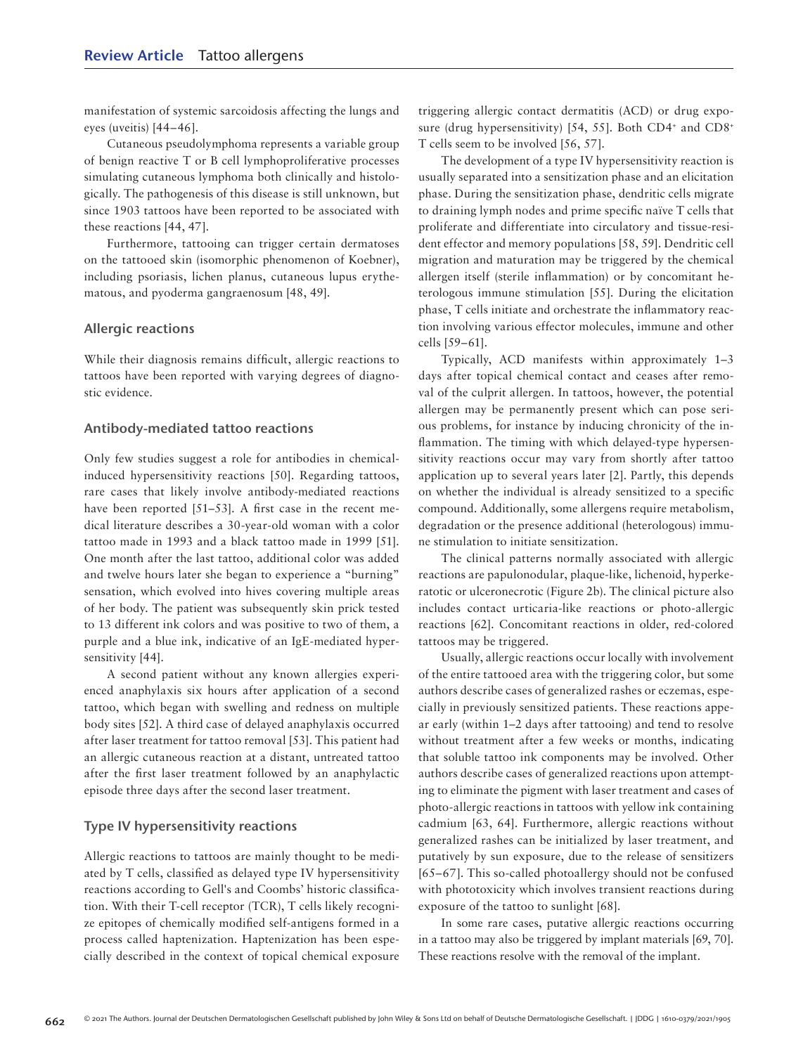manifestation of systemic sarcoidosis affecting the lungs and eyes (uveitis) [44–46].

Cutaneous pseudolymphoma represents a variable group of benign reactive T or B cell lymphoproliferative processes simulating cutaneous lymphoma both clinically and histologically. The pathogenesis of this disease is still unknown, but since 1903 tattoos have been reported to be associated with these reactions [44, 47].

Furthermore, tattooing can trigger certain dermatoses on the tattooed skin (isomorphic phenomenon of Koebner), including psoriasis, lichen planus, cutaneous lupus erythematous, and pyoderma gangraenosum [48, 49].

## Allergic reactions

While their diagnosis remains difficult, allergic reactions to tattoos have been reported with varying degrees of diagnostic evidence.

### Antibody-mediated tattoo reactions

Only few studies suggest a role for antibodies in chemical-induced hypersensitivity reactions [50]. Regarding tattoos, rare cases that likely involve antibody-mediated reactions have been reported [51–53]. A first case in the recent medical literature describes a 30-year-old woman with a color tattoo made in 1993 and a black tattoo made in 1999 [51]. One month after the last tattoo, additional color was added and twelve hours later she began to experience a "burning" sensation, which evolved into hives covering multiple areas of her body. The patient was subsequently skin prick tested to 13 different ink colors and was positive to two of them, a purple and a blue ink, indicative of an IgE-mediated hypersensitivity [44].

A second patient without any known allergies experienced anaphylaxis six hours after application of a second tattoo, which began with swelling and redness on multiple body sites [52]. A third case of delayed anaphylaxis occurred after laser treatment for tattoo removal [53]. This patient had an allergic cutaneous reaction at a distant, untreated tattoo after the first laser treatment followed by an anaphylactic episode three days after the second laser treatment.

### Type IV hypersensitivity reactions

Allergic reactions to tattoos are mainly thought to be mediated by T cells, classified as delayed type IV hypersensitivity reactions according to Gell's and Coombs' historic classification. With their T-cell receptor (TCR), T cells likely recognize epitopes of chemically modified self-antigens formed in a process called haptenization. Haptenization has been especially described in the context of topical chemical exposure triggering allergic contact dermatitis (ACD) or drug exposure (drug hypersensitivity) [54, 55]. Both $CD4^+$ and $CD8^+$ T cells seem to be involved [56, 57].

The development of a type IV hypersensitivity reaction is usually separated into a sensitization phase and an elicitation phase. During the sensitization phase, dendritic cells migrate to draining lymph nodes and prime specific naïve T cells that proliferate and differentiate into circulatory and tissue-resident effector and memory populations [58, 59]. Dendritic cell migration and maturation may be triggered by the chemical allergen itself (sterile inflammation) or by concomitant heterologous immune stimulation [55]. During the elicitation phase, T cells initiate and orchestrate the inflammatory reaction involving various effector molecules, immune and other cells [59–61].

Typically, ACD manifests within approximately 1–3 days after topical chemical contact and ceases after removal of the culprit allergen. In tattoos, however, the potential allergen may be permanently present which can pose serious problems, for instance by inducing chronicity of the inflammation. The timing with which delayed-type hypersensitivity reactions occur may vary from shortly after tattoo application up to several years later [2]. Partly, this depends on whether the individual is already sensitized to a specific compound. Additionally, some allergens require metabolism, degradation or the presence additional (heterologous) immune stimulation to initiate sensitization.

The clinical patterns normally associated with allergic reactions are papulonodular, plaque-like, lichenoid, hyperkeratotic or ulceronecrotic (Figure 2b). The clinical picture also includes contact urticaria-like reactions or photo-allergic reactions [62]. Concomitant reactions in older, red-colored tattoos may be triggered.

Usually, allergic reactions occur locally with involvement of the entire tattooed area with the triggering color, but some authors describe cases of generalized rashes or eczemas, especially in previously sensitized patients. These reactions appear early (within 1–2 days after tattooing) and tend to resolve without treatment after a few weeks or months, indicating that soluble tattoo ink components may be involved. Other authors describe cases of generalized reactions upon attempting to eliminate the pigment with laser treatment and cases of photo-allergic reactions in tattoos with yellow ink containing cadmium [63, 64]. Furthermore, allergic reactions without generalized rashes can be initialized by laser treatment, and putatively by sun exposure, due to the release of sensitizers [65–67]. This so-called photoallergy should not be confused with phototoxicity which involves transient reactions during exposure of the tattoo to sunlight [68].

In some rare cases, putative allergic reactions occurring in a tattoo may also be triggered by implant materials [69, 70]. These reactions resolve with the removal of the implant.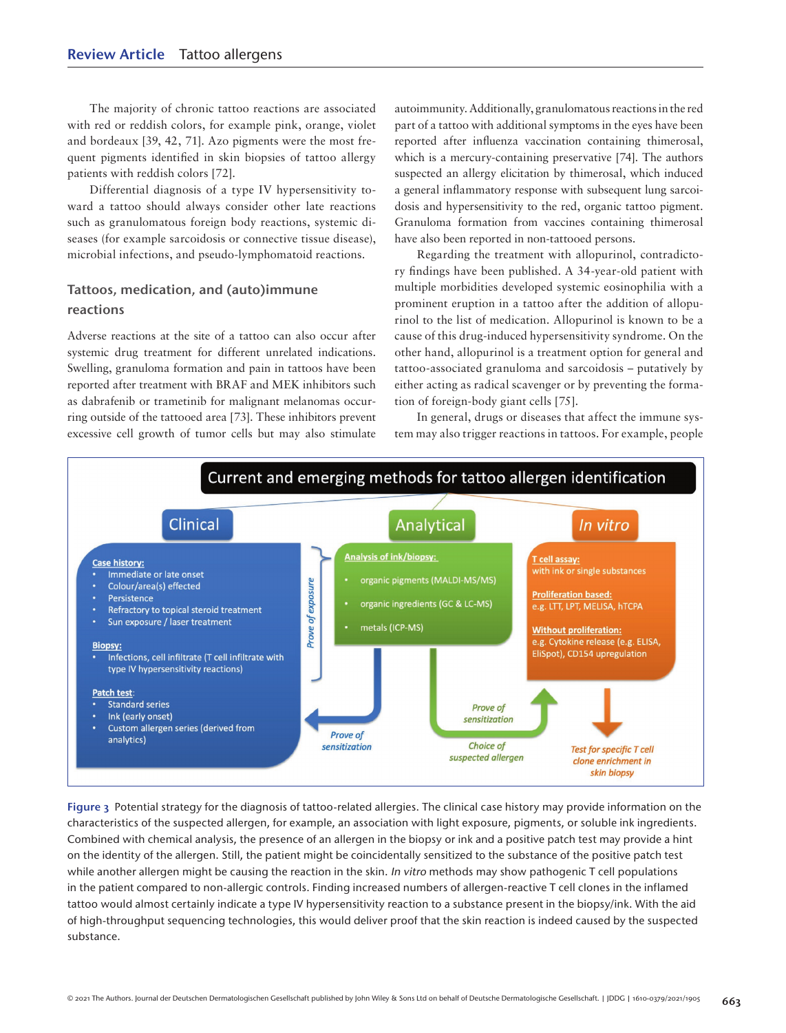The majority of chronic tattoo reactions are associated with red or reddish colors, for example pink, orange, violet and bordeaux [39, 42, 71]. Azo pigments were the most frequent pigments identified in skin biopsies of tattoo allergy patients with reddish colors [72].

Differential diagnosis of a type IV hypersensitivity toward a tattoo should always consider other late reactions such as granulomatous foreign body reactions, systemic diseases (for example sarcoidosis or connective tissue disease), microbial infections, and pseudo-lymphomatoid reactions.

## Tattoos, medication, and (auto)immune reactions

Adverse reactions at the site of a tattoo can also occur after systemic drug treatment for different unrelated indications. Swelling, granuloma formation and pain in tattoos have been reported after treatment with BRAF and MEK inhibitors such as dabrafenib or trametinib for malignant melanomas occurring outside of the tattooed area [73]. These inhibitors prevent excessive cell growth of tumor cells but may also stimulate autoimmunity. Additionally, granulomatous reactions in the red part of a tattoo with additional symptoms in the eyes have been reported after influenza vaccination containing thimerosal, which is a mercury-containing preservative [74]. The authors suspected an allergy elicitation by thimerosal, which induced a general inflammatory response with subsequent lung sarcoidosis and hypersensitivity to the red, organic tattoo pigment. Granuloma formation from vaccines containing thimerosal have also been reported in non-tattooed persons.

Regarding the treatment with allopurinol, contradictory findings have been published. A 34-year-old patient with multiple morbidities developed systemic eosinophilia with a prominent eruption in a tattoo after the addition of allopurinol to the list of medication. Allopurinol is known to be a cause of this drug-induced hypersensitivity syndrome. On the other hand, allopurinol is a treatment option for general and tattoo-associated granuloma and sarcoidosis – putatively by either acting as radical scavenger or by preventing the formation of foreign-body giant cells [75].

In general, drugs or diseases that affect the immune system may also trigger reactions in tattoos. For example, people

**Current and emerging methods for tattoo allergen identification**

**Clinical**

**Case history:**
- Immediate or late onset
- Colour/area(s) effected
- Persistence
- Refractory to topical steroid treatment
- Sun exposure / laser treatment

**Biopsy:**
- Infections, cell infiltrate (T cell infiltrate with type IV hypersensitivity reactions)

**Patch test:**
- Standard series
- Ink (early onset)
- Custom allergen series (derived from analytics)

*Prove of exposure*

**Analytical**

**Analysis of ink/biopsy:**
- organic pigments (MALDI-MS/MS)
- organic ingredients (GC & LC-MS)
- metals (ICP-MS)

*Prove of sensitization*

*Prove of sensitization*

*Choice of suspected allergen*

***In vitro***

**T cell assay:** with ink or single substances

**Proliferation based:** e.g. LTT, LPT, MELISA, hTCPA

**Without proliferation:** e.g. Cytokine release (e.g. ELISA, EliSpot), CD154 upregulation

*Test for specific T cell clone enrichment in skin biopsy*

**Figure 3** Potential strategy for the diagnosis of tattoo-related allergies. The clinical case history may provide information on the characteristics of the suspected allergen, for example, an association with light exposure, pigments, or soluble ink ingredients. Combined with chemical analysis, the presence of an allergen in the biopsy or ink and a positive patch test may provide a hint on the identity of the allergen. Still, the patient might be coincidentally sensitized to the substance of the positive patch test while another allergen might be causing the reaction in the skin. *In vitro* methods may show pathogenic T cell populations in the patient compared to non-allergic controls. Finding increased numbers of allergen-reactive T cell clones in the inflamed tattoo would almost certainly indicate a type IV hypersensitivity reaction to a substance present in the biopsy/ink. With the aid of high-throughput sequencing technologies, this would deliver proof that the skin reaction is indeed caused by the suspected substance.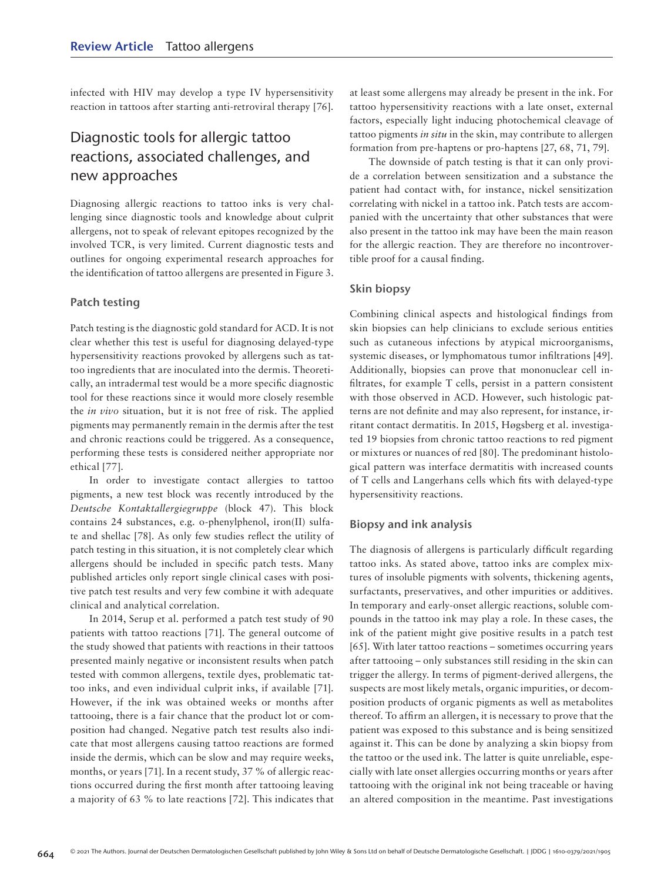infected with HIV may develop a type IV hypersensitivity reaction in tattoos after starting anti-retroviral therapy [76].

## Diagnostic tools for allergic tattoo reactions, associated challenges, and new approaches

Diagnosing allergic reactions to tattoo inks is very challenging since diagnostic tools and knowledge about culprit allergens, not to speak of relevant epitopes recognized by the involved TCR, is very limited. Current diagnostic tests and outlines for ongoing experimental research approaches for the identification of tattoo allergens are presented in Figure 3.

### Patch testing

Patch testing is the diagnostic gold standard for ACD. It is not clear whether this test is useful for diagnosing delayed-type hypersensitivity reactions provoked by allergens such as tattoo ingredients that are inoculated into the dermis. Theoretically, an intradermal test would be a more specific diagnostic tool for these reactions since it would more closely resemble the *in vivo* situation, but it is not free of risk. The applied pigments may permanently remain in the dermis after the test and chronic reactions could be triggered. As a consequence, performing these tests is considered neither appropriate nor ethical [77].

In order to investigate contact allergies to tattoo pigments, a new test block was recently introduced by the *Deutsche Kontaktallergiegruppe* (block 47). This block contains 24 substances, e.g. o-phenylphenol, iron(II) sulfate and shellac [78]. As only few studies reflect the utility of patch testing in this situation, it is not completely clear which allergens should be included in specific patch tests. Many published articles only report single clinical cases with positive patch test results and very few combine it with adequate clinical and analytical correlation.

In 2014, Serup et al. performed a patch test study of 90 patients with tattoo reactions [71]. The general outcome of the study showed that patients with reactions in their tattoos presented mainly negative or inconsistent results when patch tested with common allergens, textile dyes, problematic tattoo inks, and even individual culprit inks, if available [71]. However, if the ink was obtained weeks or months after tattooing, there is a fair chance that the product lot or composition had changed. Negative patch test results also indicate that most allergens causing tattoo reactions are formed inside the dermis, which can be slow and may require weeks, months, or years [71]. In a recent study, 37 % of allergic reactions occurred during the first month after tattooing leaving a majority of 63 % to late reactions [72]. This indicates that at least some allergens may already be present in the ink. For tattoo hypersensitivity reactions with a late onset, external factors, especially light inducing photochemical cleavage of tattoo pigments *in situ* in the skin, may contribute to allergen formation from pre-haptens or pro-haptens [27, 68, 71, 79].

The downside of patch testing is that it can only provide a correlation between sensitization and a substance the patient had contact with, for instance, nickel sensitization correlating with nickel in a tattoo ink. Patch tests are accompanied with the uncertainty that other substances that were also present in the tattoo ink may have been the main reason for the allergic reaction. They are therefore no incontrovertible proof for a causal finding.

### Skin biopsy

Combining clinical aspects and histological findings from skin biopsies can help clinicians to exclude serious entities such as cutaneous infections by atypical microorganisms, systemic diseases, or lymphomatous tumor infiltrations [49]. Additionally, biopsies can prove that mononuclear cell infiltrates, for example T cells, persist in a pattern consistent with those observed in ACD. However, such histologic patterns are not definite and may also represent, for instance, irritant contact dermatitis. In 2015, Høgsberg et al. investigated 19 biopsies from chronic tattoo reactions to red pigment or mixtures or nuances of red [80]. The predominant histological pattern was interface dermatitis with increased counts of T cells and Langerhans cells which fits with delayed-type hypersensitivity reactions.

### Biopsy and ink analysis

The diagnosis of allergens is particularly difficult regarding tattoo inks. As stated above, tattoo inks are complex mixtures of insoluble pigments with solvents, thickening agents, surfactants, preservatives, and other impurities or additives. In temporary and early-onset allergic reactions, soluble compounds in the tattoo ink may play a role. In these cases, the ink of the patient might give positive results in a patch test [65]. With later tattoo reactions – sometimes occurring years after tattooing – only substances still residing in the skin can trigger the allergy. In terms of pigment-derived allergens, the suspects are most likely metals, organic impurities, or decomposition products of organic pigments as well as metabolites thereof. To affirm an allergen, it is necessary to prove that the patient was exposed to this substance and is being sensitized against it. This can be done by analyzing a skin biopsy from the tattoo or the used ink. The latter is quite unreliable, especially with late onset allergies occurring months or years after tattooing with the original ink not being traceable or having an altered composition in the meantime. Past investigations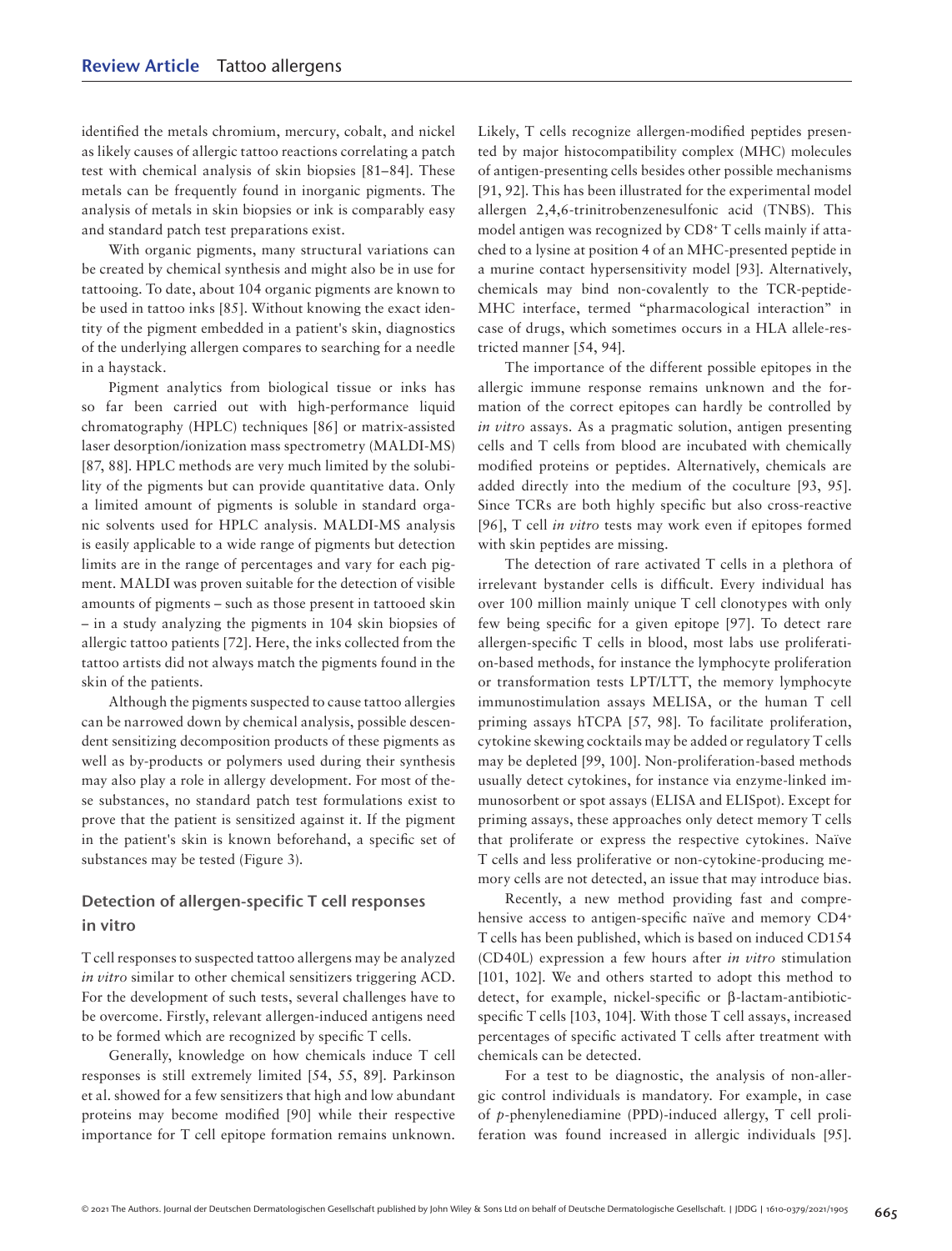identified the metals chromium, mercury, cobalt, and nickel as likely causes of allergic tattoo reactions correlating a patch test with chemical analysis of skin biopsies [81–84]. These metals can be frequently found in inorganic pigments. The analysis of metals in skin biopsies or ink is comparably easy and standard patch test preparations exist.

With organic pigments, many structural variations can be created by chemical synthesis and might also be in use for tattooing. To date, about 104 organic pigments are known to be used in tattoo inks [85]. Without knowing the exact identity of the pigment embedded in a patient's skin, diagnostics of the underlying allergen compares to searching for a needle in a haystack.

Pigment analytics from biological tissue or inks has so far been carried out with high-performance liquid chromatography (HPLC) techniques [86] or matrix-assisted laser desorption/ionization mass spectrometry (MALDI-MS) [87, 88]. HPLC methods are very much limited by the solubility of the pigments but can provide quantitative data. Only a limited amount of pigments is soluble in standard organic solvents used for HPLC analysis. MALDI-MS analysis is easily applicable to a wide range of pigments but detection limits are in the range of percentages and vary for each pigment. MALDI was proven suitable for the detection of visible amounts of pigments – such as those present in tattooed skin – in a study analyzing the pigments in 104 skin biopsies of allergic tattoo patients [72]. Here, the inks collected from the tattoo artists did not always match the pigments found in the skin of the patients.

Although the pigments suspected to cause tattoo allergies can be narrowed down by chemical analysis, possible descendent sensitizing decomposition products of these pigments as well as by-products or polymers used during their synthesis may also play a role in allergy development. For most of these substances, no standard patch test formulations exist to prove that the patient is sensitized against it. If the pigment in the patient's skin is known beforehand, a specific set of substances may be tested (Figure 3).

## Detection of allergen-specific T cell responses in vitro

T cell responses to suspected tattoo allergens may be analyzed *in vitro* similar to other chemical sensitizers triggering ACD. For the development of such tests, several challenges have to be overcome. Firstly, relevant allergen-induced antigens need to be formed which are recognized by specific T cells.

Generally, knowledge on how chemicals induce T cell responses is still extremely limited [54, 55, 89]. Parkinson et al. showed for a few sensitizers that high and low abundant proteins may become modified [90] while their respective importance for T cell epitope formation remains unknown. Likely, T cells recognize allergen-modified peptides presented by major histocompatibility complex (MHC) molecules of antigen-presenting cells besides other possible mechanisms [91, 92]. This has been illustrated for the experimental model allergen 2,4,6-trinitrobenzenesulfonic acid (TNBS). This model antigen was recognized by CD8⁺ T cells mainly if attached to a lysine at position 4 of an MHC-presented peptide in a murine contact hypersensitivity model [93]. Alternatively, chemicals may bind non-covalently to the TCR-peptide-MHC interface, termed "pharmacological interaction" in case of drugs, which sometimes occurs in a HLA allele-restricted manner [54, 94].

The importance of the different possible epitopes in the allergic immune response remains unknown and the formation of the correct epitopes can hardly be controlled by *in vitro* assays. As a pragmatic solution, antigen presenting cells and T cells from blood are incubated with chemically modified proteins or peptides. Alternatively, chemicals are added directly into the medium of the coculture [93, 95]. Since TCRs are both highly specific but also cross-reactive [96], T cell *in vitro* tests may work even if epitopes formed with skin peptides are missing.

The detection of rare activated T cells in a plethora of irrelevant bystander cells is difficult. Every individual has over 100 million mainly unique T cell clonotypes with only few being specific for a given epitope [97]. To detect rare allergen-specific T cells in blood, most labs use proliferation-based methods, for instance the lymphocyte proliferation or transformation tests LPT/LTT, the memory lymphocyte immunostimulation assays MELISA, or the human T cell priming assays hTCPA [57, 98]. To facilitate proliferation, cytokine skewing cocktails may be added or regulatory T cells may be depleted [99, 100]. Non-proliferation-based methods usually detect cytokines, for instance via enzyme-linked immunosorbent or spot assays (ELISA and ELISpot). Except for priming assays, these approaches only detect memory T cells that proliferate or express the respective cytokines. Naïve T cells and less proliferative or non-cytokine-producing memory cells are not detected, an issue that may introduce bias.

Recently, a new method providing fast and comprehensive access to antigen-specific naïve and memory CD4⁺ T cells has been published, which is based on induced CD154 (CD40L) expression a few hours after *in vitro* stimulation [101, 102]. We and others started to adopt this method to detect, for example, nickel-specific or β-lactam-antibiotic-specific T cells [103, 104]. With those T cell assays, increased percentages of specific activated T cells after treatment with chemicals can be detected.

For a test to be diagnostic, the analysis of non-allergic control individuals is mandatory. For example, in case of *p*-phenylenediamine (PPD)-induced allergy, T cell proliferation was found increased in allergic individuals [95].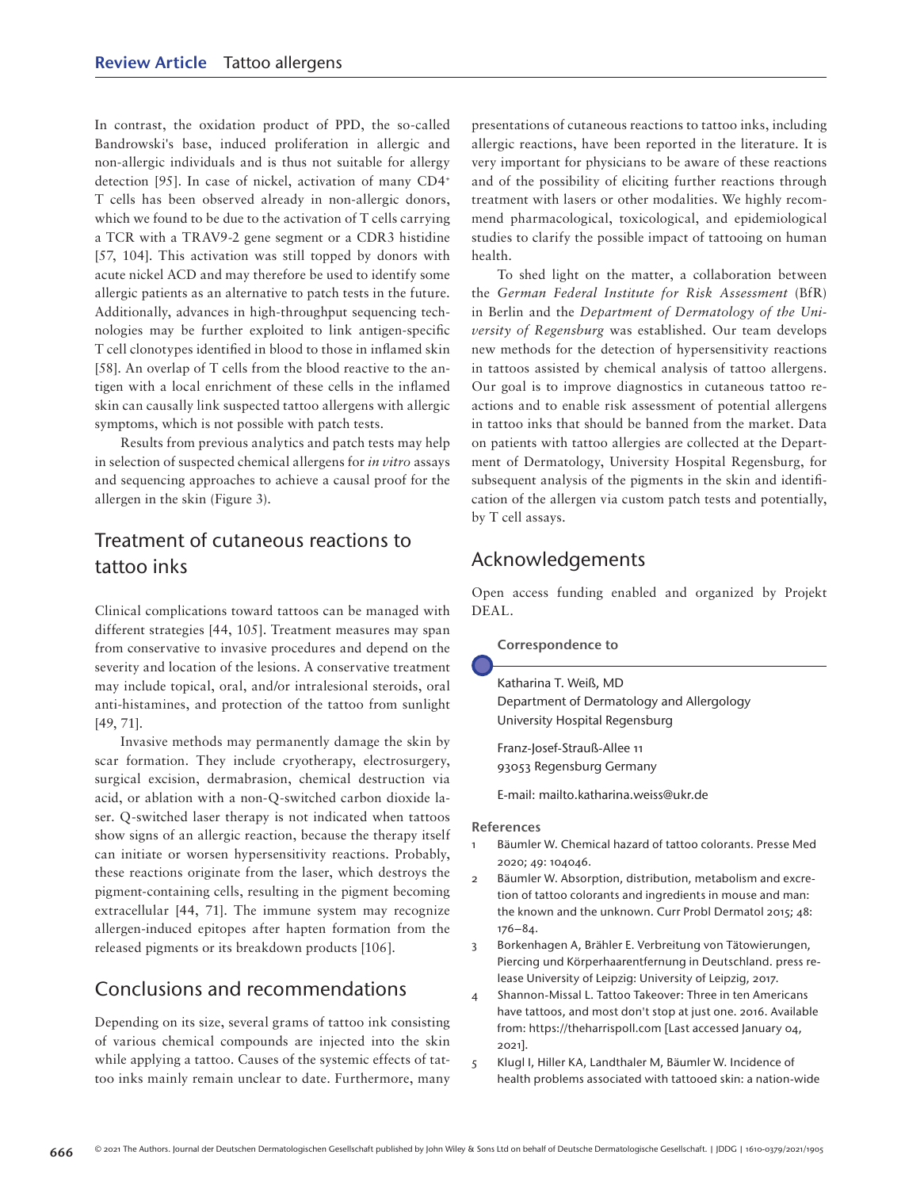In contrast, the oxidation product of PPD, the so-called Bandrowski's base, induced proliferation in allergic and non-allergic individuals and is thus not suitable for allergy detection [95]. In case of nickel, activation of many CD4⁺ T cells has been observed already in non-allergic donors, which we found to be due to the activation of T cells carrying a TCR with a TRAV9-2 gene segment or a CDR3 histidine [57, 104]. This activation was still topped by donors with acute nickel ACD and may therefore be used to identify some allergic patients as an alternative to patch tests in the future. Additionally, advances in high-throughput sequencing technologies may be further exploited to link antigen-specific T cell clonotypes identified in blood to those in inflamed skin [58]. An overlap of T cells from the blood reactive to the antigen with a local enrichment of these cells in the inflamed skin can causally link suspected tattoo allergens with allergic symptoms, which is not possible with patch tests.

Results from previous analytics and patch tests may help in selection of suspected chemical allergens for *in vitro* assays and sequencing approaches to achieve a causal proof for the allergen in the skin (Figure 3).

## Treatment of cutaneous reactions to tattoo inks

Clinical complications toward tattoos can be managed with different strategies [44, 105]. Treatment measures may span from conservative to invasive procedures and depend on the severity and location of the lesions. A conservative treatment may include topical, oral, and/or intralesional steroids, oral anti-histamines, and protection of the tattoo from sunlight [49, 71].

Invasive methods may permanently damage the skin by scar formation. They include cryotherapy, electrosurgery, surgical excision, dermabrasion, chemical destruction via acid, or ablation with a non-Q-switched carbon dioxide laser. Q-switched laser therapy is not indicated when tattoos show signs of an allergic reaction, because the therapy itself can initiate or worsen hypersensitivity reactions. Probably, these reactions originate from the laser, which destroys the pigment-containing cells, resulting in the pigment becoming extracellular [44, 71]. The immune system may recognize allergen-induced epitopes after hapten formation from the released pigments or its breakdown products [106].

## Conclusions and recommendations

Depending on its size, several grams of tattoo ink consisting of various chemical compounds are injected into the skin while applying a tattoo. Causes of the systemic effects of tattoo inks mainly remain unclear to date. Furthermore, many presentations of cutaneous reactions to tattoo inks, including allergic reactions, have been reported in the literature. It is very important for physicians to be aware of these reactions and of the possibility of eliciting further reactions through treatment with lasers or other modalities. We highly recommend pharmacological, toxicological, and epidemiological studies to clarify the possible impact of tattooing on human health.

To shed light on the matter, a collaboration between the *German Federal Institute for Risk Assessment* (BfR) in Berlin and the *Department of Dermatology of the University of Regensburg* was established. Our team develops new methods for the detection of hypersensitivity reactions in tattoos assisted by chemical analysis of tattoo allergens. Our goal is to improve diagnostics in cutaneous tattoo reactions and to enable risk assessment of potential allergens in tattoo inks that should be banned from the market. Data on patients with tattoo allergies are collected at the Department of Dermatology, University Hospital Regensburg, for subsequent analysis of the pigments in the skin and identification of the allergen via custom patch tests and potentially, by T cell assays.

## Acknowledgements

Open access funding enabled and organized by Projekt DEAL.

**Correspondence to**

Katharina T. Weiß, MD
Department of Dermatology and Allergology
University Hospital Regensburg

Franz-Josef-Strauß-Allee 11
93053 Regensburg Germany

E-mail: mailto.katharina.weiss@ukr.de

## References

1. Bäumler W. Chemical hazard of tattoo colorants. Presse Med 2020; 49: 104046.
2. Bäumler W. Absorption, distribution, metabolism and excretion of tattoo colorants and ingredients in mouse and man: the known and the unknown. Curr Probl Dermatol 2015; 48: 176–84.
3. Borkenhagen A, Brähler E. Verbreitung von Tätowierungen, Piercing und Körperhaarentfernung in Deutschland. press release University of Leipzig: University of Leipzig, 2017.
4. Shannon-Missal L. Tattoo Takeover: Three in ten Americans have tattoos, and most don't stop at just one. 2016. Available from: https://theharrispoll.com [Last accessed January 04, 2021].
5. Klugl I, Hiller KA, Landthaler M, Bäumler W. Incidence of health problems associated with tattooed skin: a nation-wide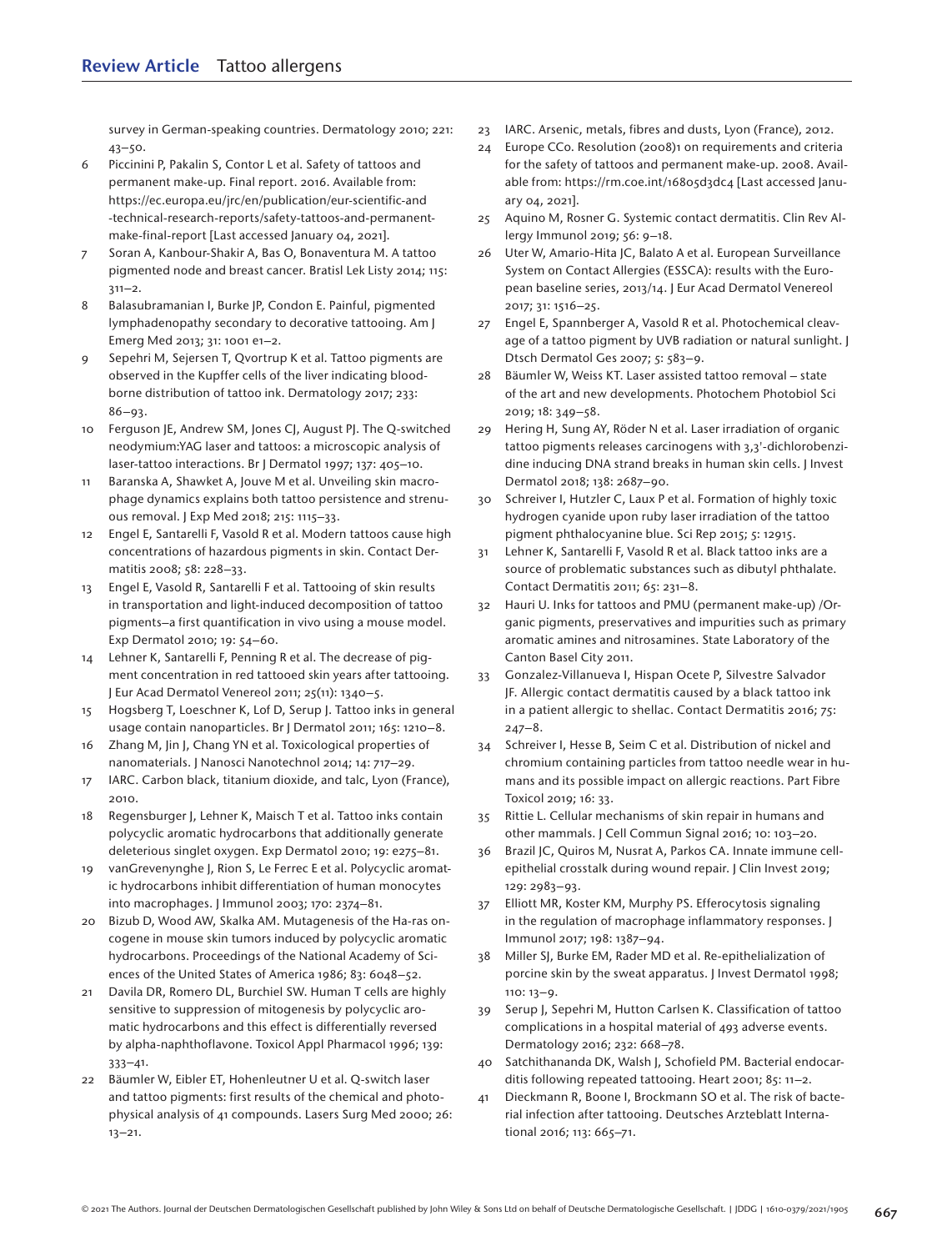survey in German-speaking countries. Dermatology 2010; 221: 43–50.

6 Piccinini P, Pakalin S, Contor L et al. Safety of tattoos and permanent make-up. Final report. 2016. Available from: https://ec.europa.eu/jrc/en/publication/eur-scientific-and-technical-research-reports/safety-tattoos-and-permanent-make-final-report [Last accessed January 04, 2021].
7 Soran A, Kanbour-Shakir A, Bas O, Bonaventura M. A tattoo pigmented node and breast cancer. Bratisl Lek Listy 2014; 115: 311–2.
8 Balasubramanian I, Burke JP, Condon E. Painful, pigmented lymphadenopathy secondary to decorative tattooing. Am J Emerg Med 2013; 31: 1001 e1–2.
9 Sepehri M, Sejersen T, Qvortrup K et al. Tattoo pigments are observed in the Kupffer cells of the liver indicating blood-borne distribution of tattoo ink. Dermatology 2017; 233: 86–93.
10 Ferguson JE, Andrew SM, Jones CJ, August PJ. The Q-switched neodymium:YAG laser and tattoos: a microscopic analysis of laser-tattoo interactions. Br J Dermatol 1997; 137: 405–10.
11 Baranska A, Shawket A, Jouve M et al. Unveiling skin macrophage dynamics explains both tattoo persistence and strenuous removal. J Exp Med 2018; 215: 1115–33.
12 Engel E, Santarelli F, Vasold R et al. Modern tattoos cause high concentrations of hazardous pigments in skin. Contact Dermatitis 2008; 58: 228–33.
13 Engel E, Vasold R, Santarelli F et al. Tattooing of skin results in transportation and light-induced decomposition of tattoo pigments–a first quantification in vivo using a mouse model. Exp Dermatol 2010; 19: 54–60.
14 Lehner K, Santarelli F, Penning R et al. The decrease of pigment concentration in red tattooed skin years after tattooing. J Eur Acad Dermatol Venereol 2011; 25(11): 1340–5.
15 Hogsberg T, Loeschner K, Lof D, Serup J. Tattoo inks in general usage contain nanoparticles. Br J Dermatol 2011; 165: 1210–8.
16 Zhang M, Jin J, Chang YN et al. Toxicological properties of nanomaterials. J Nanosci Nanotechnol 2014; 14: 717–29.
17 IARC. Carbon black, titanium dioxide, and talc, Lyon (France), 2010.
18 Regensburger J, Lehner K, Maisch T et al. Tattoo inks contain polycyclic aromatic hydrocarbons that additionally generate deleterious singlet oxygen. Exp Dermatol 2010; 19: e275–81.
19 vanGrevenynghe J, Rion S, Le Ferrec E et al. Polycyclic aromatic hydrocarbons inhibit differentiation of human monocytes into macrophages. J Immunol 2003; 170: 2374–81.
20 Bizub D, Wood AW, Skalka AM. Mutagenesis of the Ha-ras oncogene in mouse skin tumors induced by polycyclic aromatic hydrocarbons. Proceedings of the National Academy of Sciences of the United States of America 1986; 83: 6048–52.
21 Davila DR, Romero DL, Burchiel SW. Human T cells are highly sensitive to suppression of mitogenesis by polycyclic aromatic hydrocarbons and this effect is differentially reversed by alpha-naphthoflavone. Toxicol Appl Pharmacol 1996; 139: 333–41.
22 Bäumler W, Eibler ET, Hohenleutner U et al. Q-switch laser and tattoo pigments: first results of the chemical and photophysical analysis of 41 compounds. Lasers Surg Med 2000; 26: 13–21.
23 IARC. Arsenic, metals, fibres and dusts, Lyon (France), 2012.
24 Europe CCo. Resolution (2008)1 on requirements and criteria for the safety of tattoos and permanent make-up. 2008. Available from: https://rm.coe.int/16805d3dc4 [Last accessed January 04, 2021].
25 Aquino M, Rosner G. Systemic contact dermatitis. Clin Rev Allergy Immunol 2019; 56: 9–18.
26 Uter W, Amario-Hita JC, Balato A et al. European Surveillance System on Contact Allergies (ESSCA): results with the European baseline series, 2013/14. J Eur Acad Dermatol Venereol 2017; 31: 1516–25.
27 Engel E, Spannberger A, Vasold R et al. Photochemical cleavage of a tattoo pigment by UVB radiation or natural sunlight. J Dtsch Dermatol Ges 2007; 5: 583–9.
28 Bäumler W, Weiss KT. Laser assisted tattoo removal – state of the art and new developments. Photochem Photobiol Sci 2019; 18: 349–58.
29 Hering H, Sung AY, Röder N et al. Laser irradiation of organic tattoo pigments releases carcinogens with 3,3'-dichlorobenzidine inducing DNA strand breaks in human skin cells. J Invest Dermatol 2018; 138: 2687–90.
30 Schreiver I, Hutzler C, Laux P et al. Formation of highly toxic hydrogen cyanide upon ruby laser irradiation of the tattoo pigment phthalocyanine blue. Sci Rep 2015; 5: 12915.
31 Lehner K, Santarelli F, Vasold R et al. Black tattoo inks are a source of problematic substances such as dibutyl phthalate. Contact Dermatitis 2011; 65: 231–8.
32 Hauri U. Inks for tattoos and PMU (permanent make-up) /Organic pigments, preservatives and impurities such as primary aromatic amines and nitrosamines. State Laboratory of the Canton Basel City 2011.
33 Gonzalez-Villanueva I, Hispan Ocete P, Silvestre Salvador JF. Allergic contact dermatitis caused by a black tattoo ink in a patient allergic to shellac. Contact Dermatitis 2016; 75: 247–8.
34 Schreiver I, Hesse B, Seim C et al. Distribution of nickel and chromium containing particles from tattoo needle wear in humans and its possible impact on allergic reactions. Part Fibre Toxicol 2019; 16: 33.
35 Rittie L. Cellular mechanisms of skin repair in humans and other mammals. J Cell Commun Signal 2016; 10: 103–20.
36 Brazil JC, Quiros M, Nusrat A, Parkos CA. Innate immune cell-epithelial crosstalk during wound repair. J Clin Invest 2019; 129: 2983–93.
37 Elliott MR, Koster KM, Murphy PS. Efferocytosis signaling in the regulation of macrophage inflammatory responses. J Immunol 2017; 198: 1387–94.
38 Miller SJ, Burke EM, Rader MD et al. Re-epithelialization of porcine skin by the sweat apparatus. J Invest Dermatol 1998; 110: 13–9.
39 Serup J, Sepehri M, Hutton Carlsen K. Classification of tattoo complications in a hospital material of 493 adverse events. Dermatology 2016; 232: 668–78.
40 Satchithananda DK, Walsh J, Schofield PM. Bacterial endocarditis following repeated tattooing. Heart 2001; 85: 11–2.
41 Dieckmann R, Boone I, Brockmann SO et al. The risk of bacterial infection after tattooing. Deutsches Arzteblatt International 2016; 113: 665–71.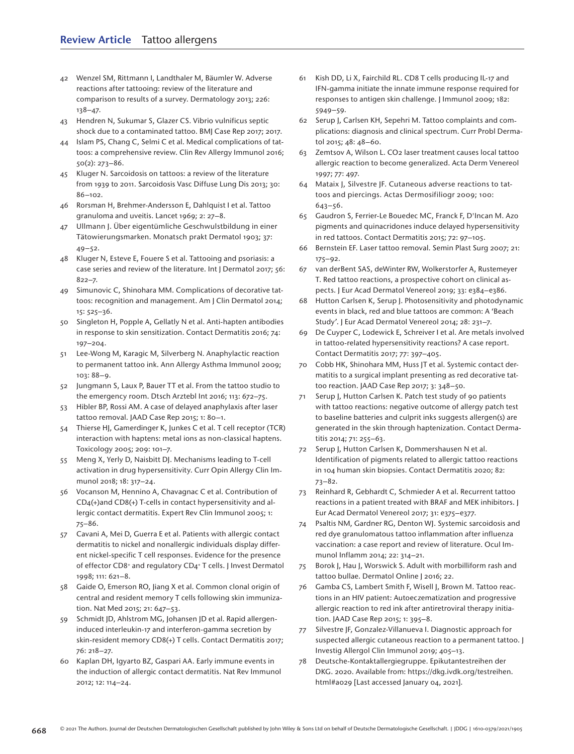42 Wenzel SM, Rittmann I, Landthaler M, Bäumler W. Adverse reactions after tattooing: review of the literature and comparison to results of a survey. Dermatology 2013; 226: 138–47.

43 Hendren N, Sukumar S, Glazer CS. Vibrio vulnificus septic shock due to a contaminated tattoo. BMJ Case Rep 2017; 2017.

44 Islam PS, Chang C, Selmi C et al. Medical complications of tattoos: a comprehensive review. Clin Rev Allergy Immunol 2016; 50(2): 273–86.

45 Kluger N. Sarcoidosis on tattoos: a review of the literature from 1939 to 2011. Sarcoidosis Vasc Diffuse Lung Dis 2013; 30: 86–102.

46 Rorsman H, Brehmer-Andersson E, Dahlquist I et al. Tattoo granuloma and uveitis. Lancet 1969; 2: 27–8.

47 Ullmann J. Über eigentümliche Geschwulstbildung in einer Tätowierungsmarken. Monatsch prakt Dermatol 1903; 37: 49–52.

48 Kluger N, Esteve E, Fouere S et al. Tattooing and psoriasis: a case series and review of the literature. Int J Dermatol 2017; 56: 822–7.

49 Simunovic C, Shinohara MM. Complications of decorative tattoos: recognition and management. Am J Clin Dermatol 2014; 15: 525–36.

50 Singleton H, Popple A, Gellatly N et al. Anti-hapten antibodies in response to skin sensitization. Contact Dermatitis 2016; 74: 197–204.

51 Lee-Wong M, Karagic M, Silverberg N. Anaphylactic reaction to permanent tattoo ink. Ann Allergy Asthma Immunol 2009; 103: 88–9.

52 Jungmann S, Laux P, Bauer TT et al. From the tattoo studio to the emergency room. Dtsch Arztebl Int 2016; 113: 672–75.

53 Hibler BP, Rossi AM. A case of delayed anaphylaxis after laser tattoo removal. JAAD Case Rep 2015; 1: 80–1.

54 Thierse HJ, Gamerdinger K, Junkes C et al. T cell receptor (TCR) interaction with haptens: metal ions as non-classical haptens. Toxicology 2005; 209: 101–7.

55 Meng X, Yerly D, Naisbitt DJ. Mechanisms leading to T-cell activation in drug hypersensitivity. Curr Opin Allergy Clin Immunol 2018; 18: 317–24.

56 Vocanson M, Hennino A, Chavagnac C et al. Contribution of CD4(+)and CD8(+) T-cells in contact hypersensitivity and allergic contact dermatitis. Expert Rev Clin Immunol 2005; 1: 75–86.

57 Cavani A, Mei D, Guerra E et al. Patients with allergic contact dermatitis to nickel and nonallergic individuals display different nickel-specific T cell responses. Evidence for the presence of effector $CD8^+$ and regulatory $CD4^+$ T cells. J Invest Dermatol 1998; 111: 621–8.

58 Gaide O, Emerson RO, Jiang X et al. Common clonal origin of central and resident memory T cells following skin immunization. Nat Med 2015; 21: 647–53.

59 Schmidt JD, Ahlstrom MG, Johansen JD et al. Rapid allergen-induced interleukin-17 and interferon-gamma secretion by skin-resident memory CD8(+) T cells. Contact Dermatitis 2017; 76: 218–27.

60 Kaplan DH, Igyarto BZ, Gaspari AA. Early immune events in the induction of allergic contact dermatitis. Nat Rev Immunol 2012; 12: 114–24.

61 Kish DD, Li X, Fairchild RL. CD8 T cells producing IL-17 and IFN-gamma initiate the innate immune response required for responses to antigen skin challenge. J Immunol 2009; 182: 5949–59.

62 Serup J, Carlsen KH, Sepehri M. Tattoo complaints and complications: diagnosis and clinical spectrum. Curr Probl Dermatol 2015; 48: 48–60.

63 Zemtsov A, Wilson L. $CO_2$ laser treatment causes local tattoo allergic reaction to become generalized. Acta Derm Venereol 1997; 77: 497.

64 Mataix J, Silvestre JF. Cutaneous adverse reactions to tattoos and piercings. Actas Dermosifiliogr 2009; 100: 643–56.

65 Gaudron S, Ferrier-Le Bouedec MC, Franck F, D'Incan M. Azo pigments and quinacridones induce delayed hypersensitivity in red tattoos. Contact Dermatitis 2015; 72: 97–105.

66 Bernstein EF. Laser tattoo removal. Semin Plast Surg 2007; 21: 175–92.

67 van derBent SAS, deWinter RW, Wolkerstorfer A, Rustemeyer T. Red tattoo reactions, a prospective cohort on clinical aspects. J Eur Acad Dermatol Venereol 2019; 33: e384–e386.

68 Hutton Carlsen K, Serup J. Photosensitivity and photodynamic events in black, red and blue tattoos are common: A 'Beach Study'. J Eur Acad Dermatol Venereol 2014; 28: 231–7.

69 De Cuyper C, Lodewick E, Schreiver I et al. Are metals involved in tattoo-related hypersensitivity reactions? A case report. Contact Dermatitis 2017; 77: 397–405.

70 Cobb HK, Shinohara MM, Huss JT et al. Systemic contact dermatitis to a surgical implant presenting as red decorative tattoo reaction. JAAD Case Rep 2017; 3: 348–50.

71 Serup J, Hutton Carlsen K. Patch test study of 90 patients with tattoo reactions: negative outcome of allergy patch test to baseline batteries and culprit inks suggests allergen(s) are generated in the skin through haptenization. Contact Dermatitis 2014; 71: 255–63.

72 Serup J, Hutton Carlsen K, Dommershausen N et al. Identification of pigments related to allergic tattoo reactions in 104 human skin biopsies. Contact Dermatitis 2020; 82: 73–82.

73 Reinhard R, Gebhardt C, Schmieder A et al. Recurrent tattoo reactions in a patient treated with BRAF and MEK inhibitors. J Eur Acad Dermatol Venereol 2017; 31: e375–e377.

74 Psaltis NM, Gardner RG, Denton WJ. Systemic sarcoidosis and red dye granulomatous tattoo inflammation after influenza vaccination: a case report and review of literature. Ocul Immunol Inflamm 2014; 22: 314–21.

75 Borok J, Hau J, Worswick S. Adult with morbilliform rash and tattoo bullae. Dermatol Online J 2016; 22.

76 Gamba CS, Lambert Smith F, Wisell J, Brown M. Tattoo reactions in an HIV patient: Autoeczematization and progressive allergic reaction to red ink after antiretroviral therapy initiation. JAAD Case Rep 2015; 1: 395–8.

77 Silvestre JF, Gonzalez-Villanueva I. Diagnostic approach for suspected allergic cutaneous reaction to a permanent tattoo. J Investig Allergol Clin Immunol 2019; 405–13.

78 Deutsche-Kontaktallergiegruppe. Epikutantestreihen der DKG. 2020. Available from: https://dkg.ivdk.org/testreihen.html#a029 [Last accessed January 04, 2021].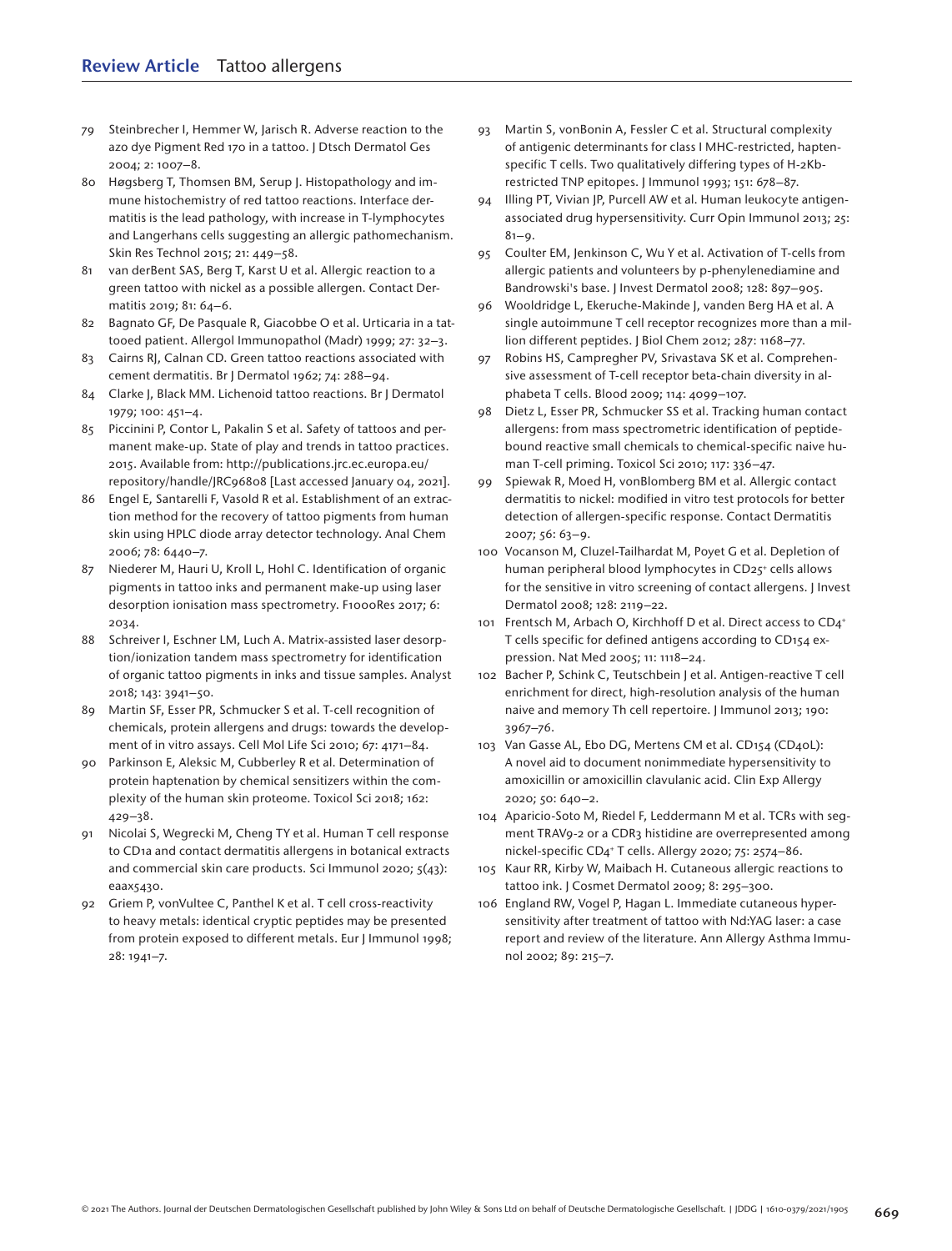79 Steinbrecher I, Hemmer W, Jarisch R. Adverse reaction to the azo dye Pigment Red 170 in a tattoo. J Dtsch Dermatol Ges 2004; 2: 1007–8.

80 Høgsberg T, Thomsen BM, Serup J. Histopathology and immune histochemistry of red tattoo reactions. Interface dermatitis is the lead pathology, with increase in T-lymphocytes and Langerhans cells suggesting an allergic pathomechanism. Skin Res Technol 2015; 21: 449–58.

81 van derBent SAS, Berg T, Karst U et al. Allergic reaction to a green tattoo with nickel as a possible allergen. Contact Dermatitis 2019; 81: 64–6.

82 Bagnato GF, De Pasquale R, Giacobbe O et al. Urticaria in a tattooed patient. Allergol Immunopathol (Madr) 1999; 27: 32–3.

83 Cairns RJ, Calnan CD. Green tattoo reactions associated with cement dermatitis. Br J Dermatol 1962; 74: 288–94.

84 Clarke J, Black MM. Lichenoid tattoo reactions. Br J Dermatol 1979; 100: 451–4.

85 Piccinini P, Contor L, Pakalin S et al. Safety of tattoos and permanent make-up. State of play and trends in tattoo practices. 2015. Available from: http://publications.jrc.ec.europa.eu/repository/handle/JRC96808 [Last accessed January 04, 2021].

86 Engel E, Santarelli F, Vasold R et al. Establishment of an extraction method for the recovery of tattoo pigments from human skin using HPLC diode array detector technology. Anal Chem 2006; 78: 6440–7.

87 Niederer M, Hauri U, Kroll L, Hohl C. Identification of organic pigments in tattoo inks and permanent make-up using laser desorption ionisation mass spectrometry. F1000Res 2017; 6: 2034.

88 Schreiver I, Eschner LM, Luch A. Matrix-assisted laser desorption/ionization tandem mass spectrometry for identification of organic tattoo pigments in inks and tissue samples. Analyst 2018; 143: 3941–50.

89 Martin SF, Esser PR, Schmucker S et al. T-cell recognition of chemicals, protein allergens and drugs: towards the development of in vitro assays. Cell Mol Life Sci 2010; 67: 4171–84.

90 Parkinson E, Aleksic M, Cubberley R et al. Determination of protein haptenation by chemical sensitizers within the complexity of the human skin proteome. Toxicol Sci 2018; 162: 429–38.

91 Nicolai S, Wegrecki M, Cheng TY et al. Human T cell response to CD1a and contact dermatitis allergens in botanical extracts and commercial skin care products. Sci Immunol 2020; 5(43): eaax5430.

92 Griem P, vonVultee C, Panthel K et al. T cell cross-reactivity to heavy metals: identical cryptic peptides may be presented from protein exposed to different metals. Eur J Immunol 1998; 28: 1941–7.

93 Martin S, vonBonin A, Fessler C et al. Structural complexity of antigenic determinants for class I MHC-restricted, hapten-specific T cells. Two qualitatively differing types of H-2Kb-restricted TNP epitopes. J Immunol 1993; 151: 678–87.

94 Illing PT, Vivian JP, Purcell AW et al. Human leukocyte antigen-associated drug hypersensitivity. Curr Opin Immunol 2013; 25: 81–9.

95 Coulter EM, Jenkinson C, Wu Y et al. Activation of T-cells from allergic patients and volunteers by p-phenylenediamine and Bandrowski's base. J Invest Dermatol 2008; 128: 897–905.

96 Wooldridge L, Ekeruche-Makinde J, vanden Berg HA et al. A single autoimmune T cell receptor recognizes more than a million different peptides. J Biol Chem 2012; 287: 1168–77.

97 Robins HS, Campregher PV, Srivastava SK et al. Comprehensive assessment of T-cell receptor beta-chain diversity in alphabeta T cells. Blood 2009; 114: 4099–107.

98 Dietz L, Esser PR, Schmucker SS et al. Tracking human contact allergens: from mass spectrometric identification of peptide-bound reactive small chemicals to chemical-specific naive human T-cell priming. Toxicol Sci 2010; 117: 336–47.

99 Spiewak R, Moed H, vonBlomberg BM et al. Allergic contact dermatitis to nickel: modified in vitro test protocols for better detection of allergen-specific response. Contact Dermatitis 2007; 56: 63–9.

100 Vocanson M, Cluzel-Tailhardat M, Poyet G et al. Depletion of human peripheral blood lymphocytes in CD25$^{+}$ cells allows for the sensitive in vitro screening of contact allergens. J Invest Dermatol 2008; 128: 2119–22.

101 Frentsch M, Arbach O, Kirchhoff D et al. Direct access to CD4$^{+}$ T cells specific for defined antigens according to CD154 expression. Nat Med 2005; 11: 1118–24.

102 Bacher P, Schink C, Teutschbein J et al. Antigen-reactive T cell enrichment for direct, high-resolution analysis of the human naive and memory Th cell repertoire. J Immunol 2013; 190: 3967–76.

103 Van Gasse AL, Ebo DG, Mertens CM et al. CD154 (CD40L): A novel aid to document nonimmediate hypersensitivity to amoxicillin or amoxicillin clavulanic acid. Clin Exp Allergy 2020; 50: 640–2.

104 Aparicio-Soto M, Riedel F, Leddermann M et al. TCRs with segment TRAV9-2 or a CDR3 histidine are overrepresented among nickel-specific CD4$^{+}$ T cells. Allergy 2020; 75: 2574–86.

105 Kaur RR, Kirby W, Maibach H. Cutaneous allergic reactions to tattoo ink. J Cosmet Dermatol 2009; 8: 295–300.

106 England RW, Vogel P, Hagan L. Immediate cutaneous hypersensitivity after treatment of tattoo with Nd:YAG laser: a case report and review of the literature. Ann Allergy Asthma Immunol 2002; 89: 215–7.